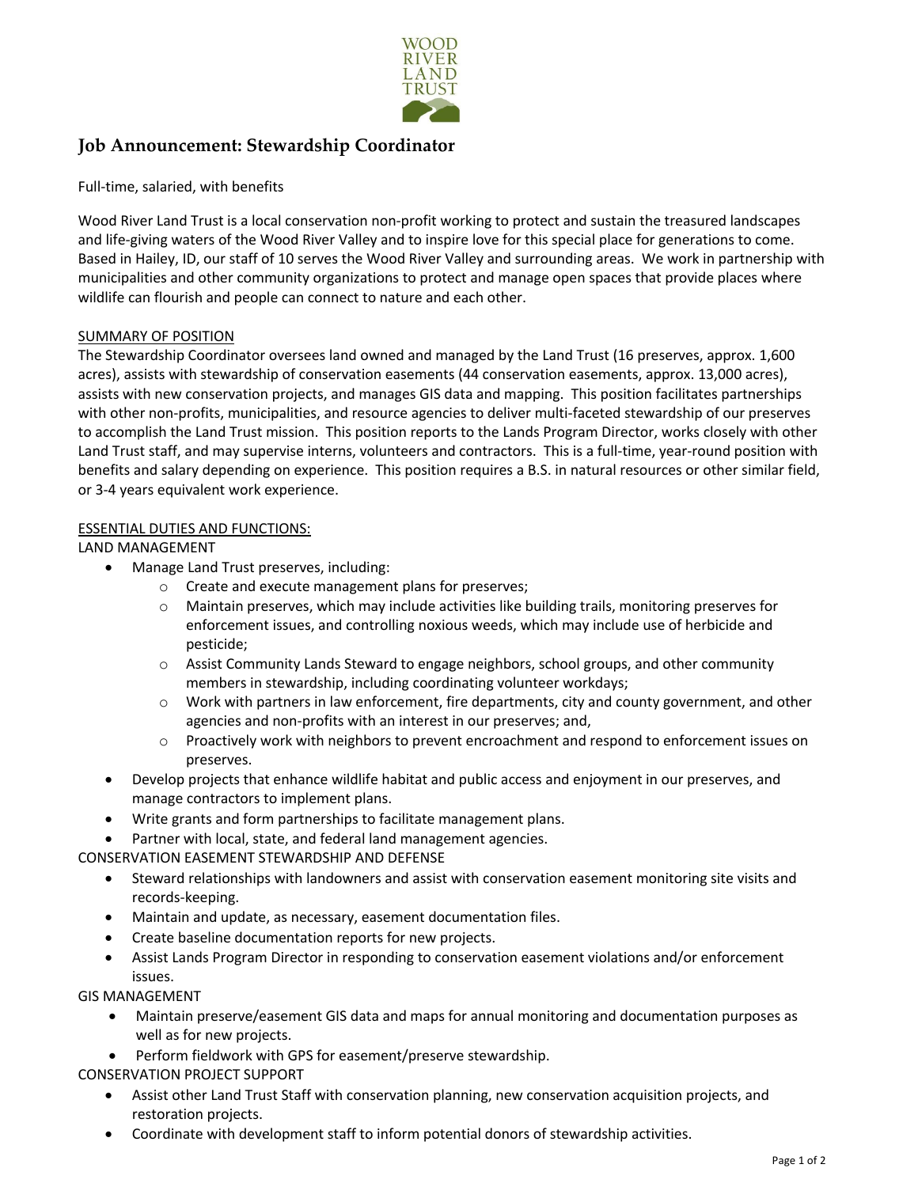WOOD RIVER LAND TRUST

# Job Announcement: Stewardship Coordinator

Full-time, salaried, with benefits

Wood River Land Trust is a local conservation non-profit working to protect and sustain the treasured landscapes and life-giving waters of the Wood River Valley and to inspire love for this special place for generations to come. Based in Hailey, ID, our staff of 10 serves the Wood River Valley and surrounding areas. We work in partnership with municipalities and other community organizations to protect and manage open spaces that provide places where wildlife can flourish and people can connect to nature and each other.

## SUMMARY OF POSITION

The Stewardship Coordinator oversees land owned and managed by the Land Trust (16 preserves, approx. 1,600 acres), assists with stewardship of conservation easements (44 conservation easements, approx. 13,000 acres), assists with new conservation projects, and manages GIS data and mapping. This position facilitates partnerships with other non-profits, municipalities, and resource agencies to deliver multi-faceted stewardship of our preserves to accomplish the Land Trust mission. This position reports to the Lands Program Director, works closely with other Land Trust staff, and may supervise interns, volunteers and contractors. This is a full-time, year-round position with benefits and salary depending on experience. This position requires a B.S. in natural resources or other similar field, or 3-4 years equivalent work experience.

## ESSENTIAL DUTIES AND FUNCTIONS:

### LAND MANAGEMENT

- Manage Land Trust preserves, including:
  - Create and execute management plans for preserves;
  - Maintain preserves, which may include activities like building trails, monitoring preserves for enforcement issues, and controlling noxious weeds, which may include use of herbicide and pesticide;
  - Assist Community Lands Steward to engage neighbors, school groups, and other community members in stewardship, including coordinating volunteer workdays;
  - Work with partners in law enforcement, fire departments, city and county government, and other agencies and non-profits with an interest in our preserves; and,
  - Proactively work with neighbors to prevent encroachment and respond to enforcement issues on preserves.
- Develop projects that enhance wildlife habitat and public access and enjoyment in our preserves, and manage contractors to implement plans.
- Write grants and form partnerships to facilitate management plans.
- Partner with local, state, and federal land management agencies.

### CONSERVATION EASEMENT STEWARDSHIP AND DEFENSE

- Steward relationships with landowners and assist with conservation easement monitoring site visits and records-keeping.
- Maintain and update, as necessary, easement documentation files.
- Create baseline documentation reports for new projects.
- Assist Lands Program Director in responding to conservation easement violations and/or enforcement issues.

### GIS MANAGEMENT

- Maintain preserve/easement GIS data and maps for annual monitoring and documentation purposes as well as for new projects.
- Perform fieldwork with GPS for easement/preserve stewardship.

### CONSERVATION PROJECT SUPPORT

- Assist other Land Trust Staff with conservation planning, new conservation acquisition projects, and restoration projects.
- Coordinate with development staff to inform potential donors of stewardship activities.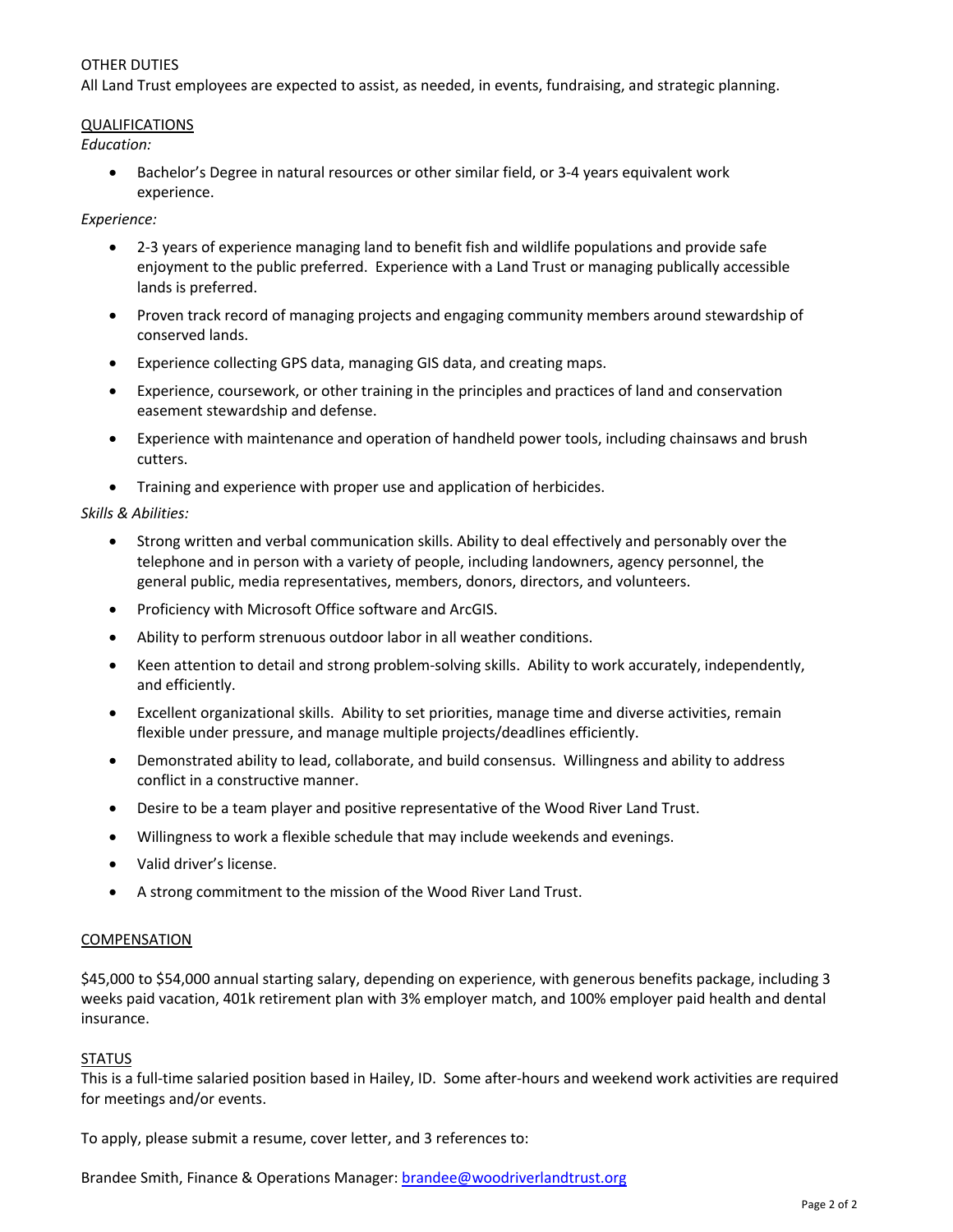OTHER DUTIES

All Land Trust employees are expected to assist, as needed, in events, fundraising, and strategic planning.

## QUALIFICATIONS

*Education:*

- Bachelor's Degree in natural resources or other similar field, or 3-4 years equivalent work experience.

*Experience:*

- 2-3 years of experience managing land to benefit fish and wildlife populations and provide safe enjoyment to the public preferred. Experience with a Land Trust or managing publically accessible lands is preferred.
- Proven track record of managing projects and engaging community members around stewardship of conserved lands.
- Experience collecting GPS data, managing GIS data, and creating maps.
- Experience, coursework, or other training in the principles and practices of land and conservation easement stewardship and defense.
- Experience with maintenance and operation of handheld power tools, including chainsaws and brush cutters.
- Training and experience with proper use and application of herbicides.

*Skills & Abilities:*

- Strong written and verbal communication skills. Ability to deal effectively and personably over the telephone and in person with a variety of people, including landowners, agency personnel, the general public, media representatives, members, donors, directors, and volunteers.
- Proficiency with Microsoft Office software and ArcGIS.
- Ability to perform strenuous outdoor labor in all weather conditions.
- Keen attention to detail and strong problem-solving skills. Ability to work accurately, independently, and efficiently.
- Excellent organizational skills. Ability to set priorities, manage time and diverse activities, remain flexible under pressure, and manage multiple projects/deadlines efficiently.
- Demonstrated ability to lead, collaborate, and build consensus. Willingness and ability to address conflict in a constructive manner.
- Desire to be a team player and positive representative of the Wood River Land Trust.
- Willingness to work a flexible schedule that may include weekends and evenings.
- Valid driver's license.
- A strong commitment to the mission of the Wood River Land Trust.

## COMPENSATION

$45,000 to $54,000 annual starting salary, depending on experience, with generous benefits package, including 3 weeks paid vacation, 401k retirement plan with 3% employer match, and 100% employer paid health and dental insurance.

## STATUS

This is a full-time salaried position based in Hailey, ID. Some after-hours and weekend work activities are required for meetings and/or events.

To apply, please submit a resume, cover letter, and 3 references to:

Brandee Smith, Finance & Operations Manager: brandee@woodriverlandtrust.org